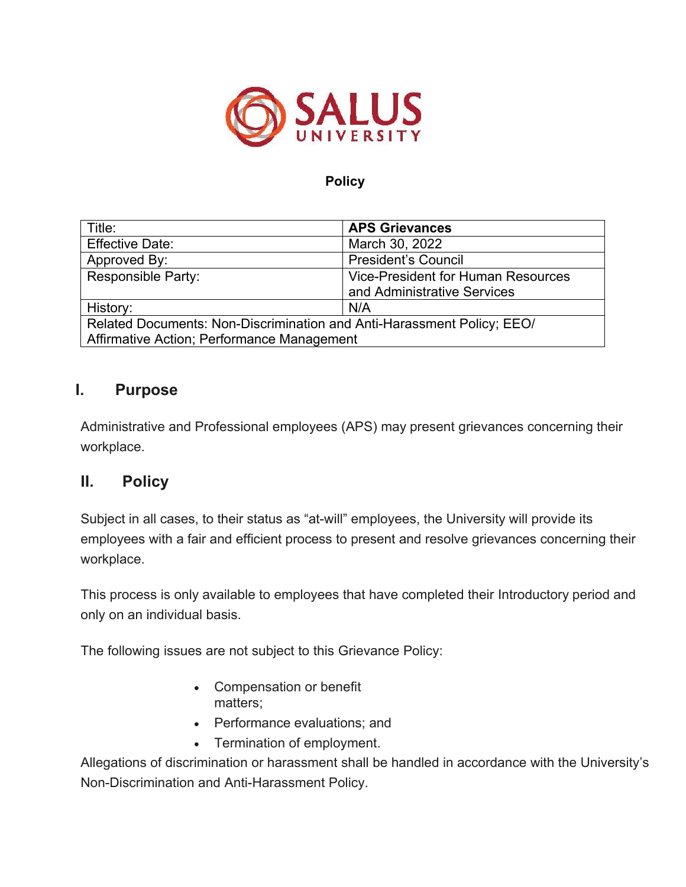SALUS UNIVERSITY

**Policy**

| Title: | **APS Grievances** |
| --- | --- |
| Effective Date: | March 30, 2022 |
| Approved By: | President's Council |
| Responsible Party: | Vice-President for Human Resources and Administrative Services |
| History: | N/A |
| Related Documents: Non-Discrimination and Anti-Harassment Policy; EEO/ Affirmative Action; Performance Management | |

## I. Purpose

Administrative and Professional employees (APS) may present grievances concerning their workplace.

## II. Policy

Subject in all cases, to their status as "at-will" employees, the University will provide its employees with a fair and efficient process to present and resolve grievances concerning their workplace.

This process is only available to employees that have completed their Introductory period and only on an individual basis.

The following issues are not subject to this Grievance Policy:

- Compensation or benefit matters;
- Performance evaluations; and
- Termination of employment.

Allegations of discrimination or harassment shall be handled in accordance with the University's Non-Discrimination and Anti-Harassment Policy.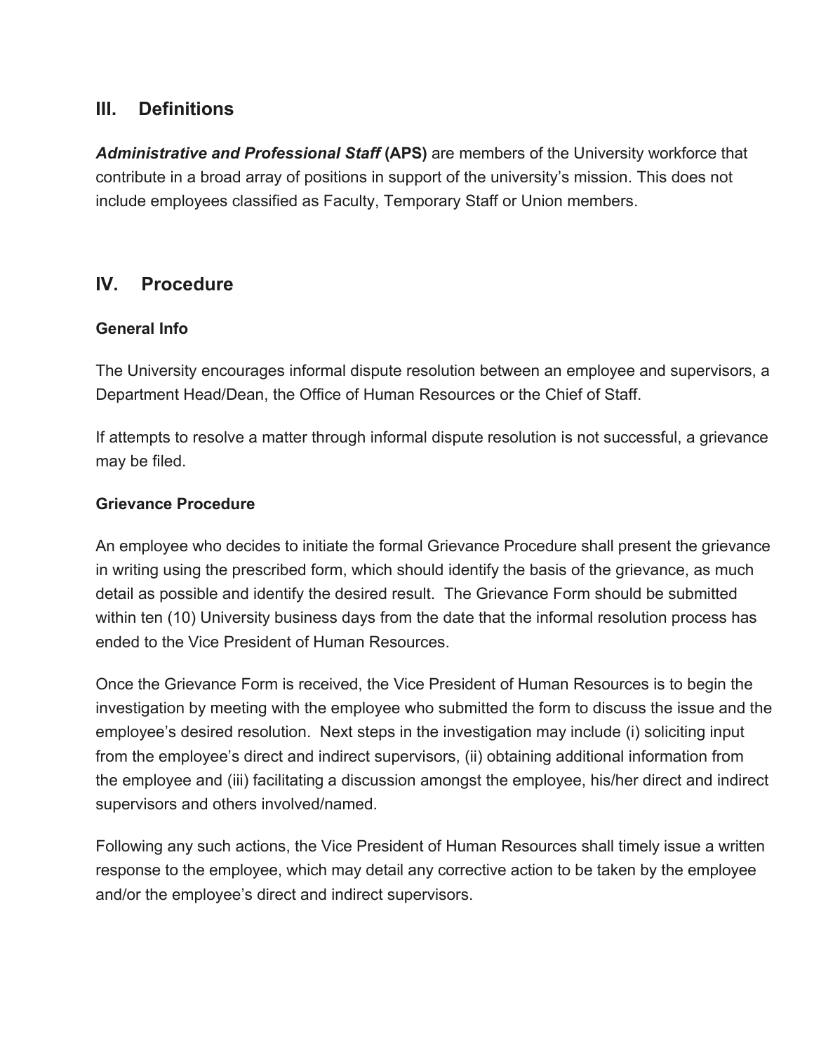## III. Definitions

***Administrative and Professional Staff*** **(APS)** are members of the University workforce that contribute in a broad array of positions in support of the university's mission. This does not include employees classified as Faculty, Temporary Staff or Union members.

## IV. Procedure

**General Info**

The University encourages informal dispute resolution between an employee and supervisors, a Department Head/Dean, the Office of Human Resources or the Chief of Staff.

If attempts to resolve a matter through informal dispute resolution is not successful, a grievance may be filed.

**Grievance Procedure**

An employee who decides to initiate the formal Grievance Procedure shall present the grievance in writing using the prescribed form, which should identify the basis of the grievance, as much detail as possible and identify the desired result. The Grievance Form should be submitted within ten (10) University business days from the date that the informal resolution process has ended to the Vice President of Human Resources.

Once the Grievance Form is received, the Vice President of Human Resources is to begin the investigation by meeting with the employee who submitted the form to discuss the issue and the employee's desired resolution. Next steps in the investigation may include (i) soliciting input from the employee's direct and indirect supervisors, (ii) obtaining additional information from the employee and (iii) facilitating a discussion amongst the employee, his/her direct and indirect supervisors and others involved/named.

Following any such actions, the Vice President of Human Resources shall timely issue a written response to the employee, which may detail any corrective action to be taken by the employee and/or the employee's direct and indirect supervisors.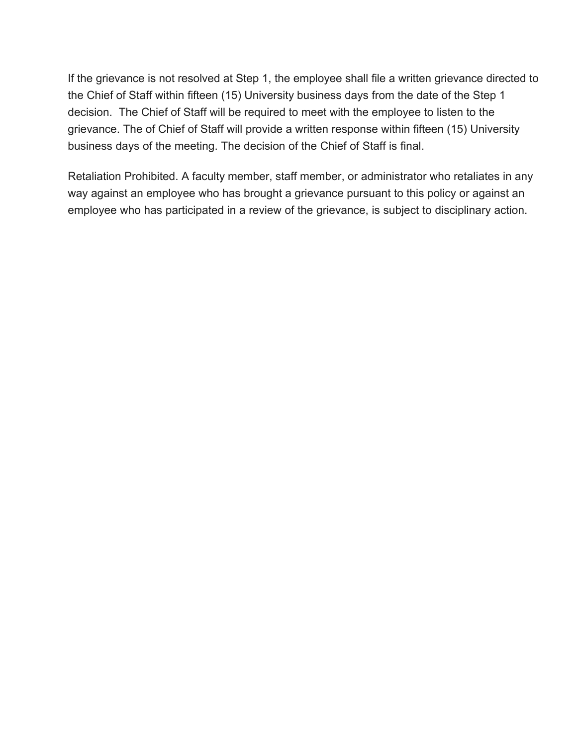If the grievance is not resolved at Step 1, the employee shall file a written grievance directed to the Chief of Staff within fifteen (15) University business days from the date of the Step 1 decision.  The Chief of Staff will be required to meet with the employee to listen to the grievance. The of Chief of Staff will provide a written response within fifteen (15) University business days of the meeting. The decision of the Chief of Staff is final.

Retaliation Prohibited. A faculty member, staff member, or administrator who retaliates in any way against an employee who has brought a grievance pursuant to this policy or against an employee who has participated in a review of the grievance, is subject to disciplinary action.